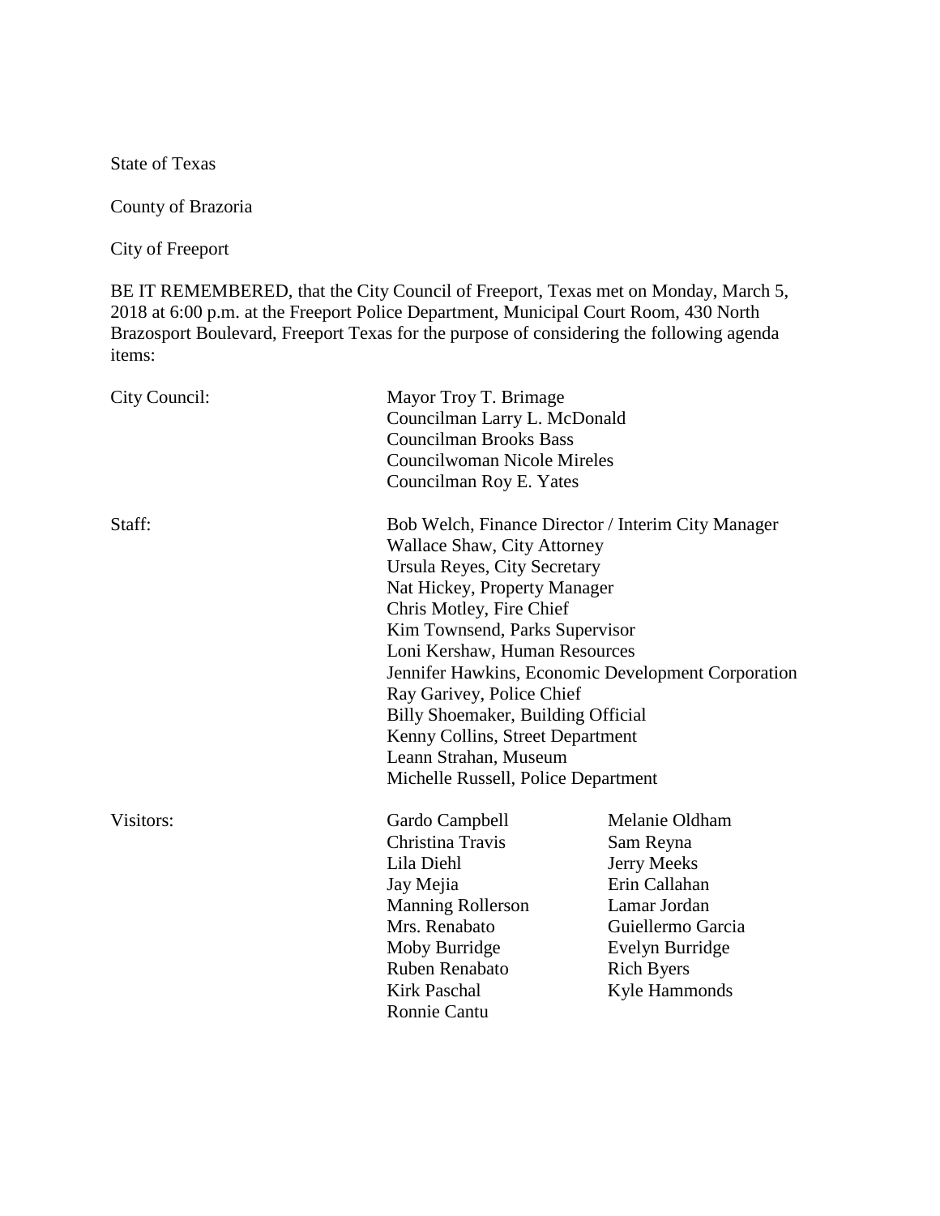State of Texas

County of Brazoria

City of Freeport

BE IT REMEMBERED, that the City Council of Freeport, Texas met on Monday, March 5, 2018 at 6:00 p.m. at the Freeport Police Department, Municipal Court Room, 430 North Brazosport Boulevard, Freeport Texas for the purpose of considering the following agenda items:

| | | |
|---|---|---|
| City Council: | Mayor Troy T. Brimage | |
| | Councilman Larry L. McDonald | |
| | Councilman Brooks Bass | |
| | Councilwoman Nicole Mireles | |
| | Councilman Roy E. Yates | |
| Staff: | Bob Welch, Finance Director / Interim City Manager | |
| | Wallace Shaw, City Attorney | |
| | Ursula Reyes, City Secretary | |
| | Nat Hickey, Property Manager | |
| | Chris Motley, Fire Chief | |
| | Kim Townsend, Parks Supervisor | |
| | Loni Kershaw, Human Resources | |
| | Jennifer Hawkins, Economic Development Corporation | |
| | Ray Garivey, Police Chief | |
| | Billy Shoemaker, Building Official | |
| | Kenny Collins, Street Department | |
| | Leann Strahan, Museum | |
| | Michelle Russell, Police Department | |
| Visitors: | Gardo Campbell | Melanie Oldham |
| | Christina Travis | Sam Reyna |
| | Lila Diehl | Jerry Meeks |
| | Jay Mejia | Erin Callahan |
| | Manning Rollerson | Lamar Jordan |
| | Mrs. Renabato | Guiellermo Garcia |
| | Moby Burridge | Evelyn Burridge |
| | Ruben Renabato | Rich Byers |
| | Kirk Paschal | Kyle Hammonds |
| | Ronnie Cantu | |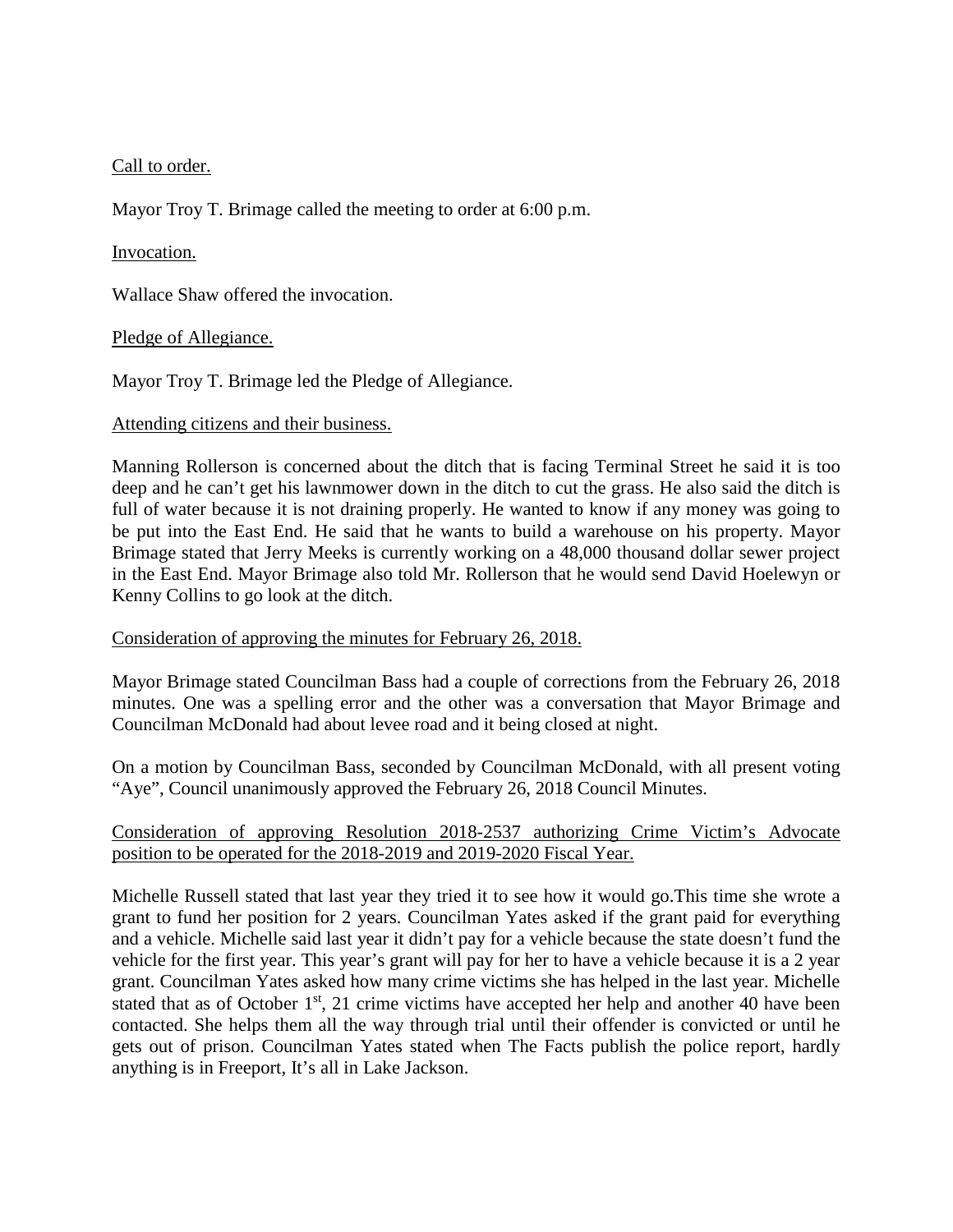Call to order.

Mayor Troy T. Brimage called the meeting to order at 6:00 p.m.

Invocation.

Wallace Shaw offered the invocation.

Pledge of Allegiance.

Mayor Troy T. Brimage led the Pledge of Allegiance.

Attending citizens and their business.

Manning Rollerson is concerned about the ditch that is facing Terminal Street he said it is too deep and he can't get his lawnmower down in the ditch to cut the grass. He also said the ditch is full of water because it is not draining properly. He wanted to know if any money was going to be put into the East End. He said that he wants to build a warehouse on his property. Mayor Brimage stated that Jerry Meeks is currently working on a 48,000 thousand dollar sewer project in the East End. Mayor Brimage also told Mr. Rollerson that he would send David Hoelewyn or Kenny Collins to go look at the ditch.

Consideration of approving the minutes for February 26, 2018.

Mayor Brimage stated Councilman Bass had a couple of corrections from the February 26, 2018 minutes. One was a spelling error and the other was a conversation that Mayor Brimage and Councilman McDonald had about levee road and it being closed at night.

On a motion by Councilman Bass, seconded by Councilman McDonald, with all present voting "Aye", Council unanimously approved the February 26, 2018 Council Minutes.

Consideration of approving Resolution 2018-2537 authorizing Crime Victim's Advocate position to be operated for the 2018-2019 and 2019-2020 Fiscal Year.

Michelle Russell stated that last year they tried it to see how it would go.This time she wrote a grant to fund her position for 2 years. Councilman Yates asked if the grant paid for everything and a vehicle. Michelle said last year it didn't pay for a vehicle because the state doesn't fund the vehicle for the first year. This year's grant will pay for her to have a vehicle because it is a 2 year grant. Councilman Yates asked how many crime victims she has helped in the last year. Michelle stated that as of October 1st, 21 crime victims have accepted her help and another 40 have been contacted. She helps them all the way through trial until their offender is convicted or until he gets out of prison. Councilman Yates stated when The Facts publish the police report, hardly anything is in Freeport, It's all in Lake Jackson.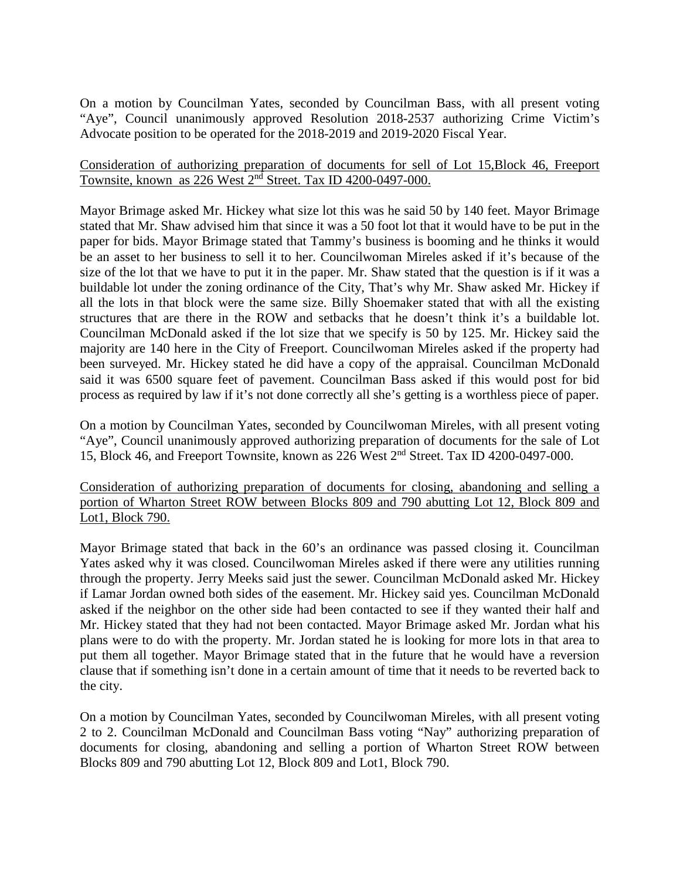On a motion by Councilman Yates, seconded by Councilman Bass, with all present voting "Aye", Council unanimously approved Resolution 2018-2537 authorizing Crime Victim's Advocate position to be operated for the 2018-2019 and 2019-2020 Fiscal Year.

<u>Consideration of authorizing preparation of documents for sell of Lot 15,Block 46, Freeport Townsite, known as 226 West 2nd Street. Tax ID 4200-0497-000.</u>

Mayor Brimage asked Mr. Hickey what size lot this was he said 50 by 140 feet. Mayor Brimage stated that Mr. Shaw advised him that since it was a 50 foot lot that it would have to be put in the paper for bids. Mayor Brimage stated that Tammy's business is booming and he thinks it would be an asset to her business to sell it to her. Councilwoman Mireles asked if it's because of the size of the lot that we have to put it in the paper. Mr. Shaw stated that the question is if it was a buildable lot under the zoning ordinance of the City, That's why Mr. Shaw asked Mr. Hickey if all the lots in that block were the same size. Billy Shoemaker stated that with all the existing structures that are there in the ROW and setbacks that he doesn't think it's a buildable lot. Councilman McDonald asked if the lot size that we specify is 50 by 125. Mr. Hickey said the majority are 140 here in the City of Freeport. Councilwoman Mireles asked if the property had been surveyed. Mr. Hickey stated he did have a copy of the appraisal. Councilman McDonald said it was 6500 square feet of pavement. Councilman Bass asked if this would post for bid process as required by law if it's not done correctly all she's getting is a worthless piece of paper.

On a motion by Councilman Yates, seconded by Councilwoman Mireles, with all present voting "Aye", Council unanimously approved authorizing preparation of documents for the sale of Lot 15, Block 46, and Freeport Townsite, known as 226 West 2nd Street. Tax ID 4200-0497-000.

<u>Consideration of authorizing preparation of documents for closing, abandoning and selling a portion of Wharton Street ROW between Blocks 809 and 790 abutting Lot 12, Block 809 and Lot1, Block 790.</u>

Mayor Brimage stated that back in the 60's an ordinance was passed closing it. Councilman Yates asked why it was closed. Councilwoman Mireles asked if there were any utilities running through the property. Jerry Meeks said just the sewer. Councilman McDonald asked Mr. Hickey if Lamar Jordan owned both sides of the easement. Mr. Hickey said yes. Councilman McDonald asked if the neighbor on the other side had been contacted to see if they wanted their half and Mr. Hickey stated that they had not been contacted. Mayor Brimage asked Mr. Jordan what his plans were to do with the property. Mr. Jordan stated he is looking for more lots in that area to put them all together. Mayor Brimage stated that in the future that he would have a reversion clause that if something isn't done in a certain amount of time that it needs to be reverted back to the city.

On a motion by Councilman Yates, seconded by Councilwoman Mireles, with all present voting 2 to 2. Councilman McDonald and Councilman Bass voting "Nay" authorizing preparation of documents for closing, abandoning and selling a portion of Wharton Street ROW between Blocks 809 and 790 abutting Lot 12, Block 809 and Lot1, Block 790.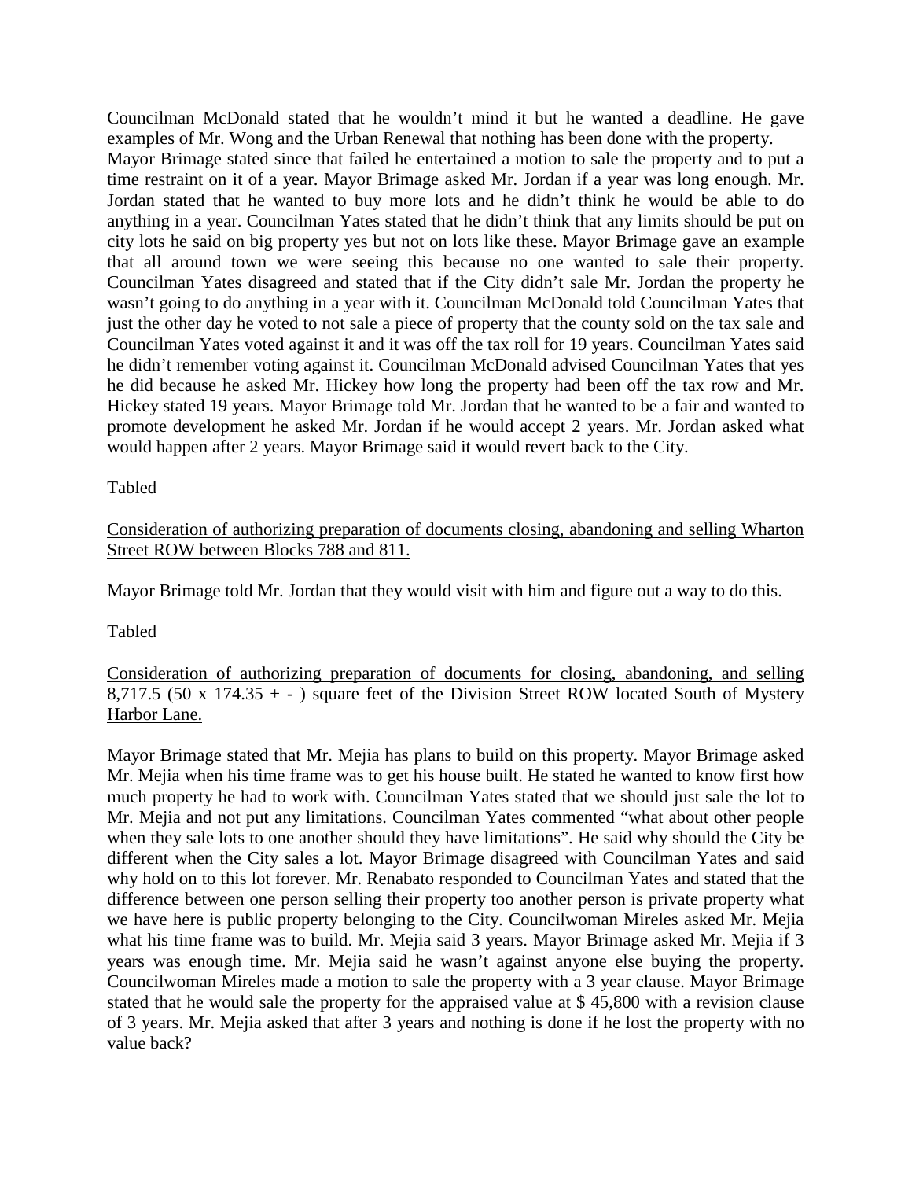Councilman McDonald stated that he wouldn't mind it but he wanted a deadline. He gave examples of Mr. Wong and the Urban Renewal that nothing has been done with the property. Mayor Brimage stated since that failed he entertained a motion to sale the property and to put a time restraint on it of a year. Mayor Brimage asked Mr. Jordan if a year was long enough. Mr. Jordan stated that he wanted to buy more lots and he didn't think he would be able to do anything in a year. Councilman Yates stated that he didn't think that any limits should be put on city lots he said on big property yes but not on lots like these. Mayor Brimage gave an example that all around town we were seeing this because no one wanted to sale their property. Councilman Yates disagreed and stated that if the City didn't sale Mr. Jordan the property he wasn't going to do anything in a year with it. Councilman McDonald told Councilman Yates that just the other day he voted to not sale a piece of property that the county sold on the tax sale and Councilman Yates voted against it and it was off the tax roll for 19 years. Councilman Yates said he didn't remember voting against it. Councilman McDonald advised Councilman Yates that yes he did because he asked Mr. Hickey how long the property had been off the tax row and Mr. Hickey stated 19 years. Mayor Brimage told Mr. Jordan that he wanted to be a fair and wanted to promote development he asked Mr. Jordan if he would accept 2 years. Mr. Jordan asked what would happen after 2 years. Mayor Brimage said it would revert back to the City.

Tabled

<u>Consideration of authorizing preparation of documents closing, abandoning and selling Wharton Street ROW between Blocks 788 and 811.</u>

Mayor Brimage told Mr. Jordan that they would visit with him and figure out a way to do this.

Tabled

<u>Consideration of authorizing preparation of documents for closing, abandoning, and selling 8,717.5 (50 x 174.35 + - ) square feet of the Division Street ROW located South of Mystery Harbor Lane.</u>

Mayor Brimage stated that Mr. Mejia has plans to build on this property. Mayor Brimage asked Mr. Mejia when his time frame was to get his house built. He stated he wanted to know first how much property he had to work with. Councilman Yates stated that we should just sale the lot to Mr. Mejia and not put any limitations. Councilman Yates commented "what about other people when they sale lots to one another should they have limitations". He said why should the City be different when the City sales a lot. Mayor Brimage disagreed with Councilman Yates and said why hold on to this lot forever. Mr. Renabato responded to Councilman Yates and stated that the difference between one person selling their property too another person is private property what we have here is public property belonging to the City. Councilwoman Mireles asked Mr. Mejia what his time frame was to build. Mr. Mejia said 3 years. Mayor Brimage asked Mr. Mejia if 3 years was enough time. Mr. Mejia said he wasn't against anyone else buying the property. Councilwoman Mireles made a motion to sale the property with a 3 year clause. Mayor Brimage stated that he would sale the property for the appraised value at $ 45,800 with a revision clause of 3 years. Mr. Mejia asked that after 3 years and nothing is done if he lost the property with no value back?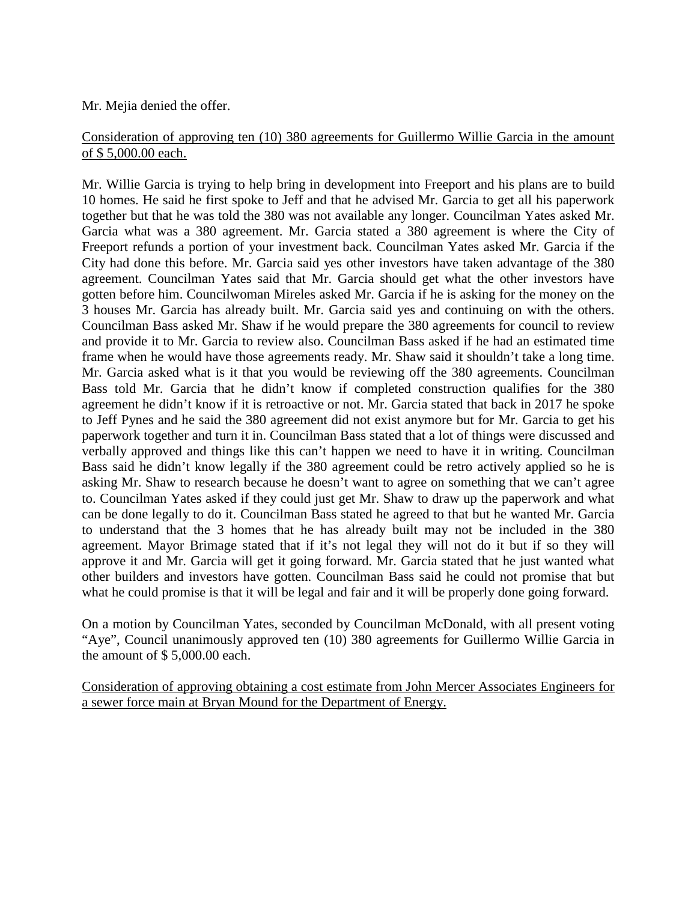Mr. Mejia denied the offer.

<u>Consideration of approving ten (10) 380 agreements for Guillermo Willie Garcia in the amount of $ 5,000.00 each.</u>

Mr. Willie Garcia is trying to help bring in development into Freeport and his plans are to build 10 homes. He said he first spoke to Jeff and that he advised Mr. Garcia to get all his paperwork together but that he was told the 380 was not available any longer. Councilman Yates asked Mr. Garcia what was a 380 agreement. Mr. Garcia stated a 380 agreement is where the City of Freeport refunds a portion of your investment back. Councilman Yates asked Mr. Garcia if the City had done this before. Mr. Garcia said yes other investors have taken advantage of the 380 agreement. Councilman Yates said that Mr. Garcia should get what the other investors have gotten before him. Councilwoman Mireles asked Mr. Garcia if he is asking for the money on the 3 houses Mr. Garcia has already built. Mr. Garcia said yes and continuing on with the others. Councilman Bass asked Mr. Shaw if he would prepare the 380 agreements for council to review and provide it to Mr. Garcia to review also. Councilman Bass asked if he had an estimated time frame when he would have those agreements ready. Mr. Shaw said it shouldn't take a long time. Mr. Garcia asked what is it that you would be reviewing off the 380 agreements. Councilman Bass told Mr. Garcia that he didn't know if completed construction qualifies for the 380 agreement he didn't know if it is retroactive or not. Mr. Garcia stated that back in 2017 he spoke to Jeff Pynes and he said the 380 agreement did not exist anymore but for Mr. Garcia to get his paperwork together and turn it in. Councilman Bass stated that a lot of things were discussed and verbally approved and things like this can't happen we need to have it in writing. Councilman Bass said he didn't know legally if the 380 agreement could be retro actively applied so he is asking Mr. Shaw to research because he doesn't want to agree on something that we can't agree to. Councilman Yates asked if they could just get Mr. Shaw to draw up the paperwork and what can be done legally to do it. Councilman Bass stated he agreed to that but he wanted Mr. Garcia to understand that the 3 homes that he has already built may not be included in the 380 agreement. Mayor Brimage stated that if it's not legal they will not do it but if so they will approve it and Mr. Garcia will get it going forward. Mr. Garcia stated that he just wanted what other builders and investors have gotten. Councilman Bass said he could not promise that but what he could promise is that it will be legal and fair and it will be properly done going forward.

On a motion by Councilman Yates, seconded by Councilman McDonald, with all present voting "Aye", Council unanimously approved ten (10) 380 agreements for Guillermo Willie Garcia in the amount of $ 5,000.00 each.

<u>Consideration of approving obtaining a cost estimate from John Mercer Associates Engineers for a sewer force main at Bryan Mound for the Department of Energy.</u>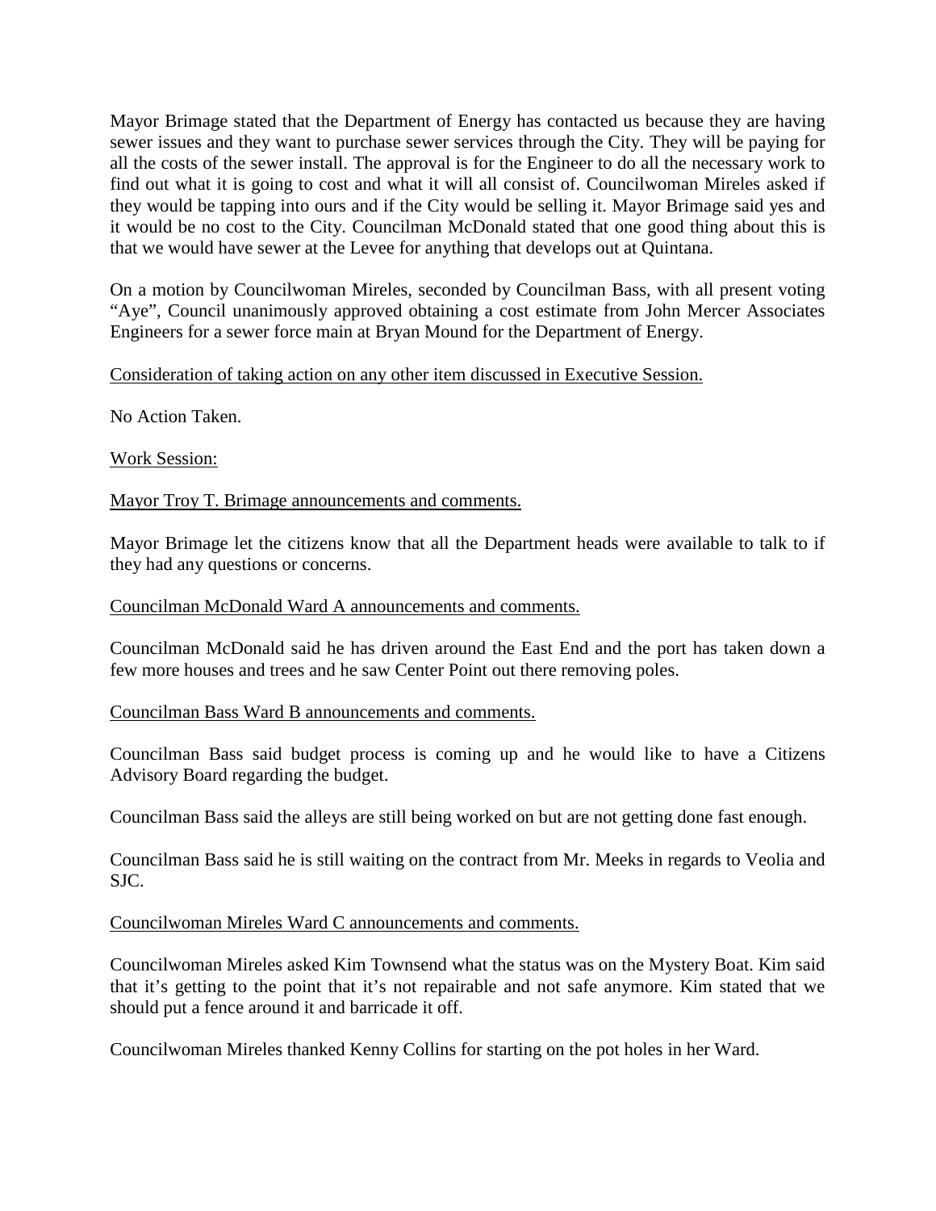Mayor Brimage stated that the Department of Energy has contacted us because they are having sewer issues and they want to purchase sewer services through the City. They will be paying for all the costs of the sewer install. The approval is for the Engineer to do all the necessary work to find out what it is going to cost and what it will all consist of. Councilwoman Mireles asked if they would be tapping into ours and if the City would be selling it. Mayor Brimage said yes and it would be no cost to the City. Councilman McDonald stated that one good thing about this is that we would have sewer at the Levee for anything that develops out at Quintana.

On a motion by Councilwoman Mireles, seconded by Councilman Bass, with all present voting "Aye", Council unanimously approved obtaining a cost estimate from John Mercer Associates Engineers for a sewer force main at Bryan Mound for the Department of Energy.

<u>Consideration of taking action on any other item discussed in Executive Session.</u>

No Action Taken.

<u>Work Session:</u>

<u>Mayor Troy T. Brimage announcements and comments.</u>

Mayor Brimage let the citizens know that all the Department heads were available to talk to if they had any questions or concerns.

<u>Councilman McDonald Ward A announcements and comments.</u>

Councilman McDonald said he has driven around the East End and the port has taken down a few more houses and trees and he saw Center Point out there removing poles.

<u>Councilman Bass Ward B announcements and comments.</u>

Councilman Bass said budget process is coming up and he would like to have a Citizens Advisory Board regarding the budget.

Councilman Bass said the alleys are still being worked on but are not getting done fast enough.

Councilman Bass said he is still waiting on the contract from Mr. Meeks in regards to Veolia and SJC.

<u>Councilwoman Mireles Ward C announcements and comments.</u>

Councilwoman Mireles asked Kim Townsend what the status was on the Mystery Boat. Kim said that it's getting to the point that it's not repairable and not safe anymore. Kim stated that we should put a fence around it and barricade it off.

Councilwoman Mireles thanked Kenny Collins for starting on the pot holes in her Ward.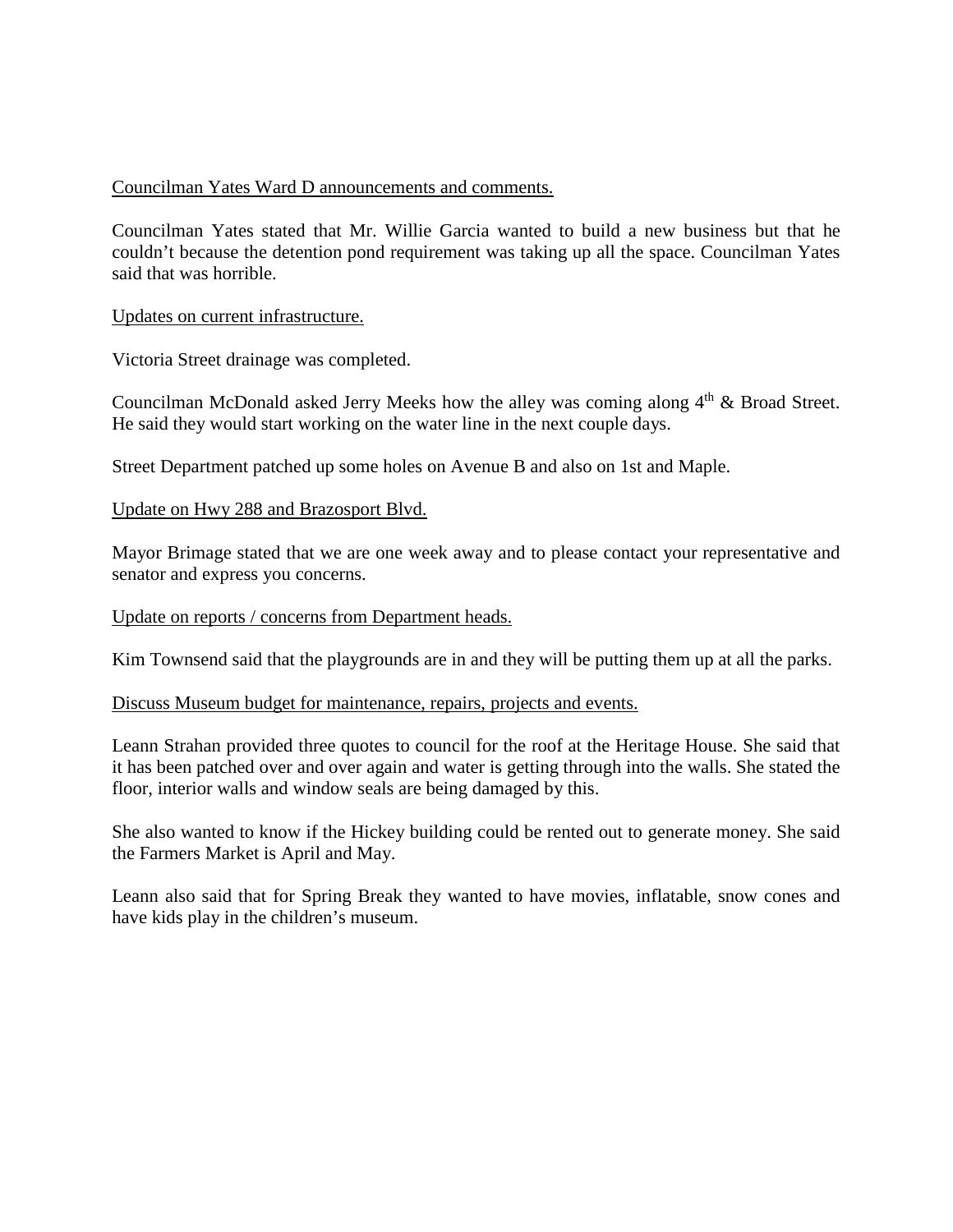Councilman Yates Ward D announcements and comments.

Councilman Yates stated that Mr. Willie Garcia wanted to build a new business but that he couldn't because the detention pond requirement was taking up all the space. Councilman Yates said that was horrible.

Updates on current infrastructure.

Victoria Street drainage was completed.

Councilman McDonald asked Jerry Meeks how the alley was coming along 4th & Broad Street. He said they would start working on the water line in the next couple days.

Street Department patched up some holes on Avenue B and also on 1st and Maple.

Update on Hwy 288 and Brazosport Blvd.

Mayor Brimage stated that we are one week away and to please contact your representative and senator and express you concerns.

Update on reports / concerns from Department heads.

Kim Townsend said that the playgrounds are in and they will be putting them up at all the parks.

Discuss Museum budget for maintenance, repairs, projects and events.

Leann Strahan provided three quotes to council for the roof at the Heritage House. She said that it has been patched over and over again and water is getting through into the walls. She stated the floor, interior walls and window seals are being damaged by this.

She also wanted to know if the Hickey building could be rented out to generate money. She said the Farmers Market is April and May.

Leann also said that for Spring Break they wanted to have movies, inflatable, snow cones and have kids play in the children's museum.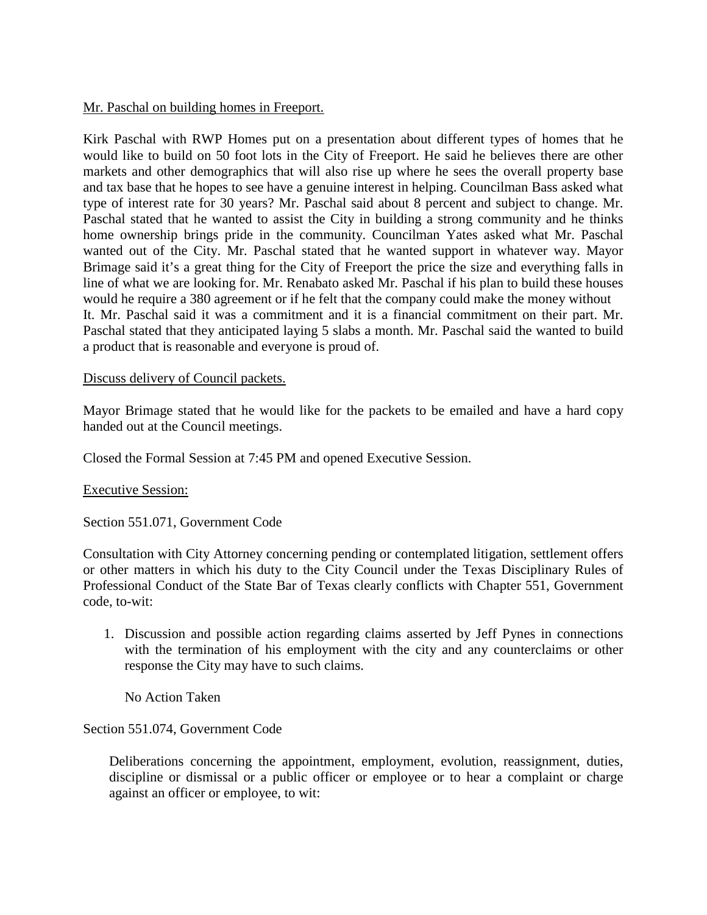Mr. Paschal on building homes in Freeport.

Kirk Paschal with RWP Homes put on a presentation about different types of homes that he would like to build on 50 foot lots in the City of Freeport. He said he believes there are other markets and other demographics that will also rise up where he sees the overall property base and tax base that he hopes to see have a genuine interest in helping. Councilman Bass asked what type of interest rate for 30 years? Mr. Paschal said about 8 percent and subject to change. Mr. Paschal stated that he wanted to assist the City in building a strong community and he thinks home ownership brings pride in the community. Councilman Yates asked what Mr. Paschal wanted out of the City. Mr. Paschal stated that he wanted support in whatever way. Mayor Brimage said it's a great thing for the City of Freeport the price the size and everything falls in line of what we are looking for. Mr. Renabato asked Mr. Paschal if his plan to build these houses would he require a 380 agreement or if he felt that the company could make the money without It. Mr. Paschal said it was a commitment and it is a financial commitment on their part. Mr. Paschal stated that they anticipated laying 5 slabs a month. Mr. Paschal said the wanted to build a product that is reasonable and everyone is proud of.

Discuss delivery of Council packets.

Mayor Brimage stated that he would like for the packets to be emailed and have a hard copy handed out at the Council meetings.

Closed the Formal Session at 7:45 PM and opened Executive Session.

Executive Session:

Section 551.071, Government Code

Consultation with City Attorney concerning pending or contemplated litigation, settlement offers or other matters in which his duty to the City Council under the Texas Disciplinary Rules of Professional Conduct of the State Bar of Texas clearly conflicts with Chapter 551, Government code, to-wit:

1. Discussion and possible action regarding claims asserted by Jeff Pynes in connections with the termination of his employment with the city and any counterclaims or other response the City may have to such claims.

   No Action Taken

Section 551.074, Government Code

Deliberations concerning the appointment, employment, evolution, reassignment, duties, discipline or dismissal or a public officer or employee or to hear a complaint or charge against an officer or employee, to wit: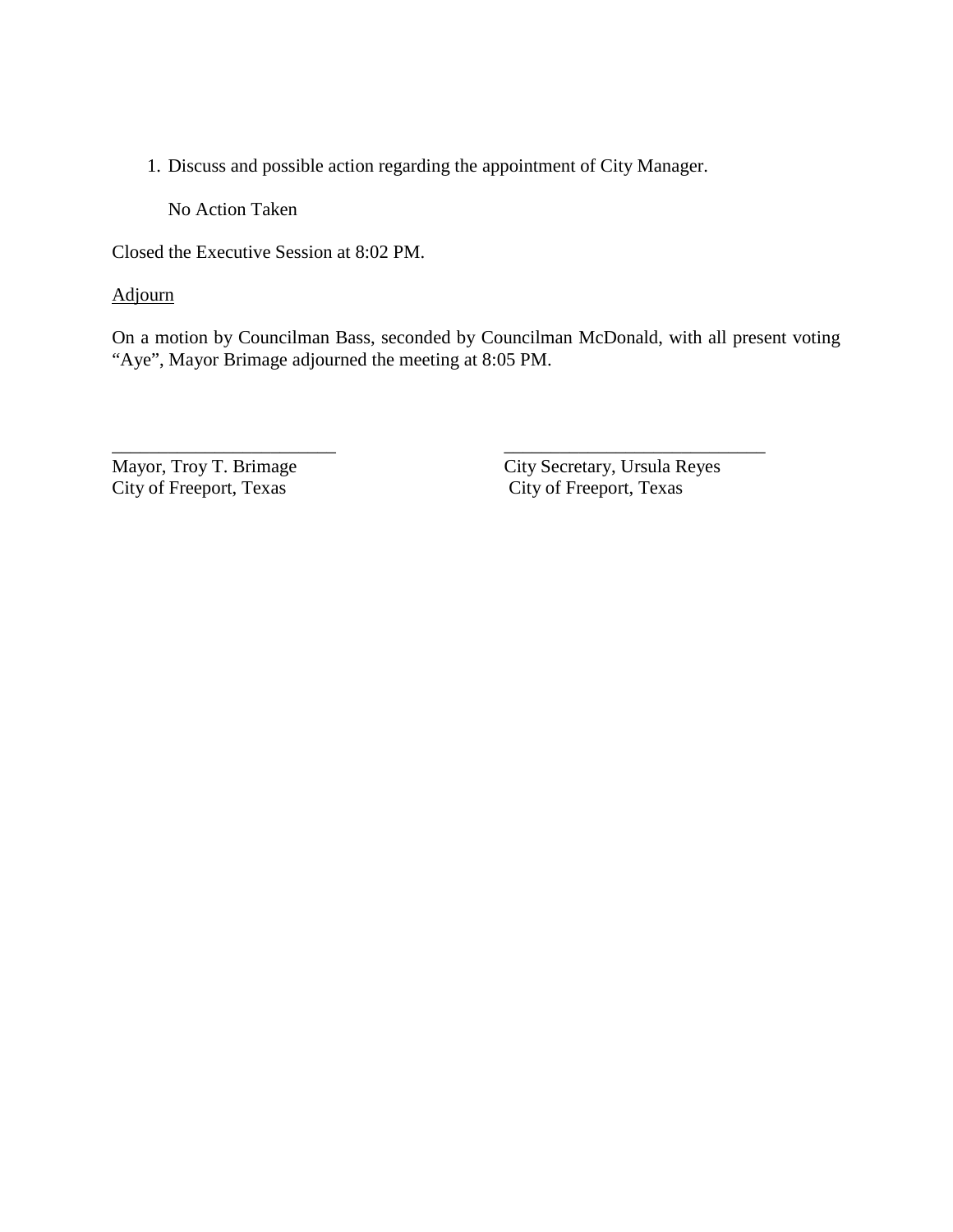1. Discuss and possible action regarding the appointment of City Manager.

   No Action Taken

Closed the Executive Session at 8:02 PM.

Adjourn

On a motion by Councilman Bass, seconded by Councilman McDonald, with all present voting "Aye", Mayor Brimage adjourned the meeting at 8:05 PM.

| | |
|---|---|
| ________________________ | ____________________________ |
| Mayor, Troy T. Brimage | City Secretary, Ursula Reyes |
| City of Freeport, Texas | City of Freeport, Texas |